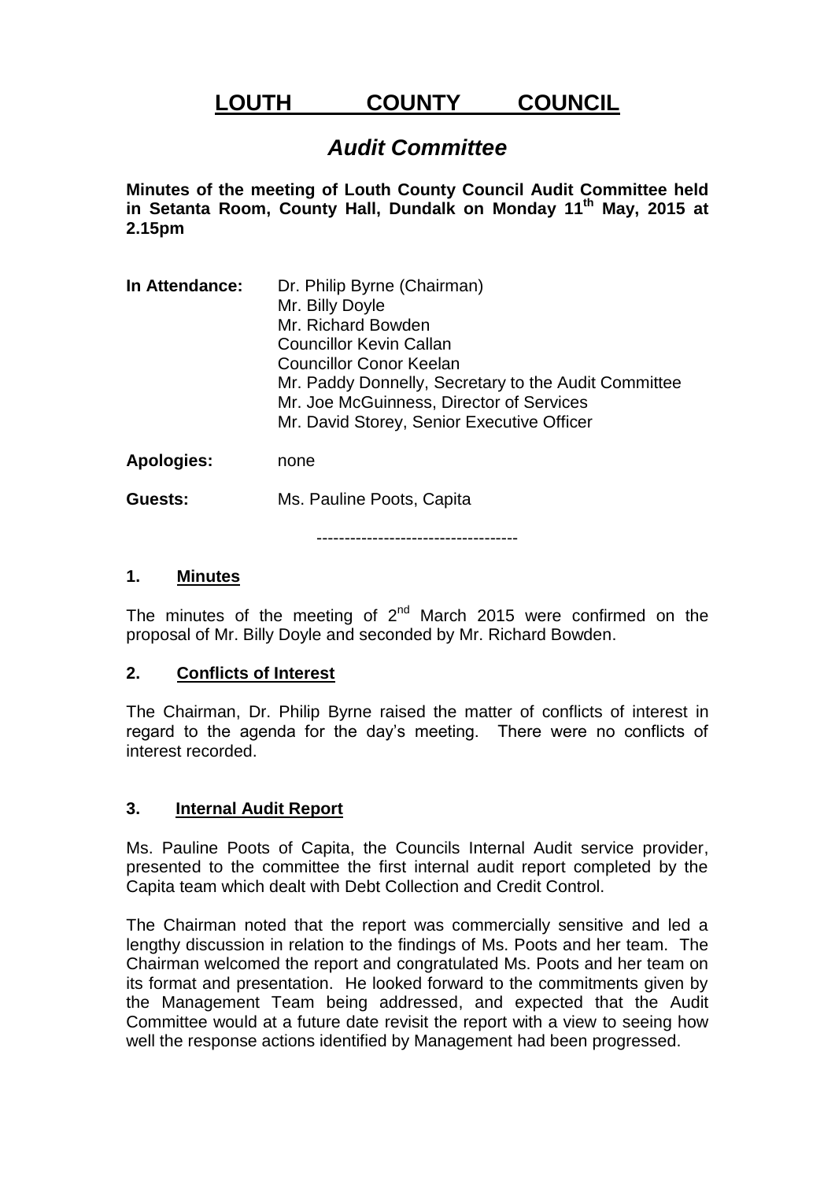# LOUTH COUNTY COUNCIL

## *Audit Committee*

**Minutes of the meeting of Louth County Council Audit Committee held in Setanta Room, County Hall, Dundalk on Monday 11th May, 2015 at 2.15pm**

| | |
|---|---|
| **In Attendance:** | Dr. Philip Byrne (Chairman)<br>Mr. Billy Doyle<br>Mr. Richard Bowden<br>Councillor Kevin Callan<br>Councillor Conor Keelan<br>Mr. Paddy Donnelly, Secretary to the Audit Committee<br>Mr. Joe McGuinness, Director of Services<br>Mr. David Storey, Senior Executive Officer |
| **Apologies:** | none |
| **Guests:** | Ms. Pauline Poots, Capita |

------------------------------------

### 1. Minutes

The minutes of the meeting of 2nd March 2015 were confirmed on the proposal of Mr. Billy Doyle and seconded by Mr. Richard Bowden.

### 2. Conflicts of Interest

The Chairman, Dr. Philip Byrne raised the matter of conflicts of interest in regard to the agenda for the day's meeting. There were no conflicts of interest recorded.

### 3. Internal Audit Report

Ms. Pauline Poots of Capita, the Councils Internal Audit service provider, presented to the committee the first internal audit report completed by the Capita team which dealt with Debt Collection and Credit Control.

The Chairman noted that the report was commercially sensitive and led a lengthy discussion in relation to the findings of Ms. Poots and her team. The Chairman welcomed the report and congratulated Ms. Poots and her team on its format and presentation. He looked forward to the commitments given by the Management Team being addressed, and expected that the Audit Committee would at a future date revisit the report with a view to seeing how well the response actions identified by Management had been progressed.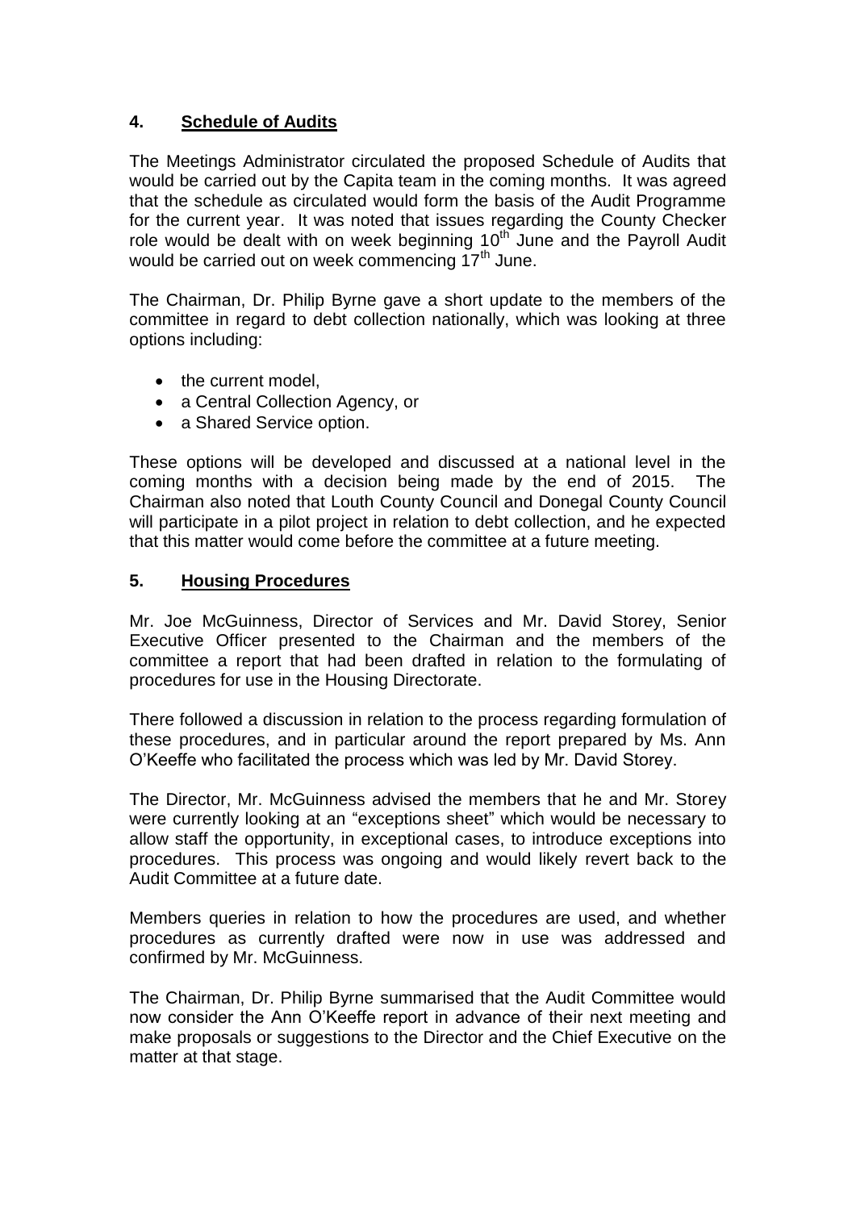## 4. **Schedule of Audits**

The Meetings Administrator circulated the proposed Schedule of Audits that would be carried out by the Capita team in the coming months. It was agreed that the schedule as circulated would form the basis of the Audit Programme for the current year. It was noted that issues regarding the County Checker role would be dealt with on week beginning 10th June and the Payroll Audit would be carried out on week commencing 17th June.

The Chairman, Dr. Philip Byrne gave a short update to the members of the committee in regard to debt collection nationally, which was looking at three options including:

- the current model,
- a Central Collection Agency, or
- a Shared Service option.

These options will be developed and discussed at a national level in the coming months with a decision being made by the end of 2015. The Chairman also noted that Louth County Council and Donegal County Council will participate in a pilot project in relation to debt collection, and he expected that this matter would come before the committee at a future meeting.

## 5. **Housing Procedures**

Mr. Joe McGuinness, Director of Services and Mr. David Storey, Senior Executive Officer presented to the Chairman and the members of the committee a report that had been drafted in relation to the formulating of procedures for use in the Housing Directorate.

There followed a discussion in relation to the process regarding formulation of these procedures, and in particular around the report prepared by Ms. Ann O'Keeffe who facilitated the process which was led by Mr. David Storey.

The Director, Mr. McGuinness advised the members that he and Mr. Storey were currently looking at an "exceptions sheet" which would be necessary to allow staff the opportunity, in exceptional cases, to introduce exceptions into procedures. This process was ongoing and would likely revert back to the Audit Committee at a future date.

Members queries in relation to how the procedures are used, and whether procedures as currently drafted were now in use was addressed and confirmed by Mr. McGuinness.

The Chairman, Dr. Philip Byrne summarised that the Audit Committee would now consider the Ann O'Keeffe report in advance of their next meeting and make proposals or suggestions to the Director and the Chief Executive on the matter at that stage.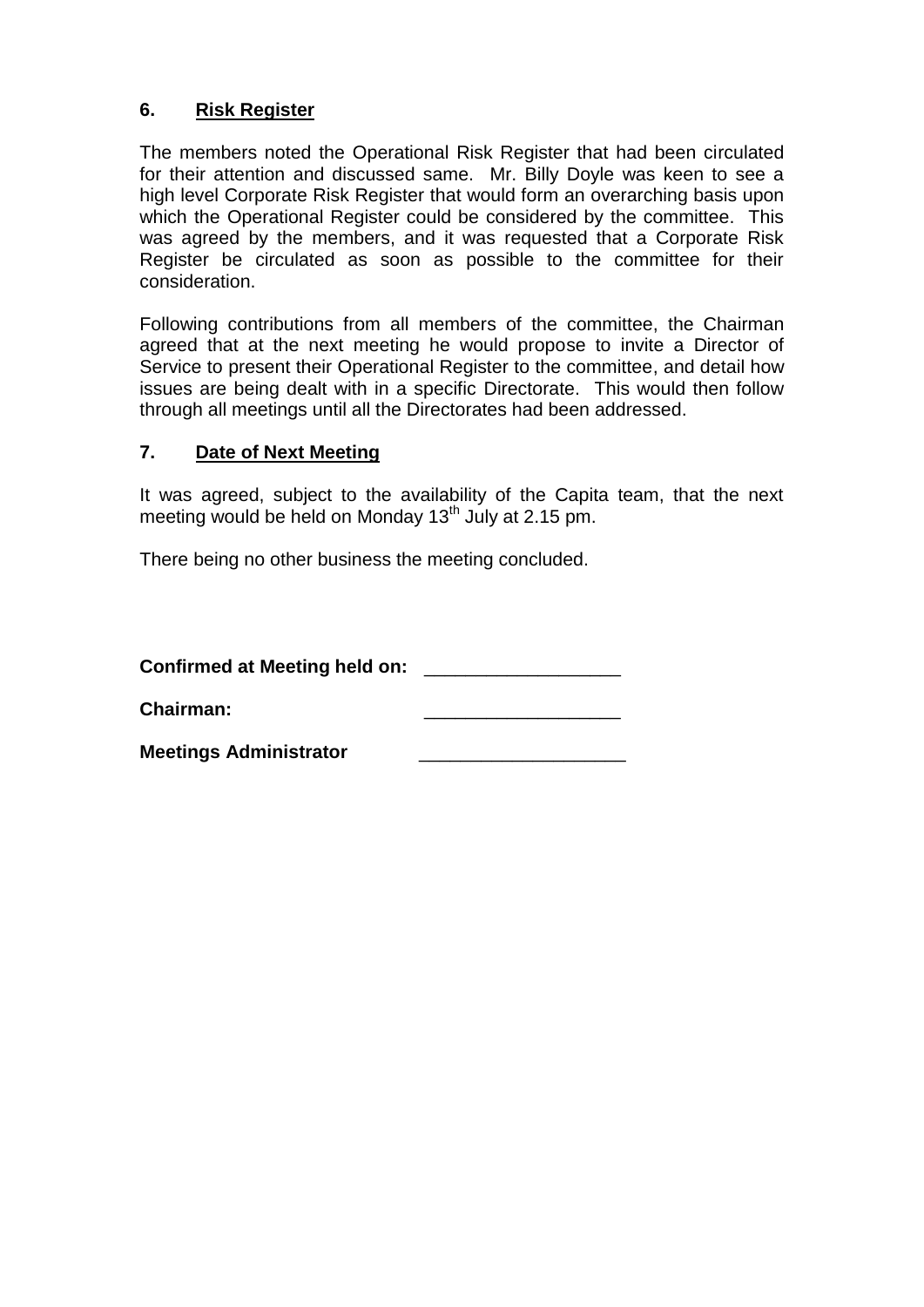## 6. Risk Register

The members noted the Operational Risk Register that had been circulated for their attention and discussed same. Mr. Billy Doyle was keen to see a high level Corporate Risk Register that would form an overarching basis upon which the Operational Register could be considered by the committee. This was agreed by the members, and it was requested that a Corporate Risk Register be circulated as soon as possible to the committee for their consideration.

Following contributions from all members of the committee, the Chairman agreed that at the next meeting he would propose to invite a Director of Service to present their Operational Register to the committee, and detail how issues are being dealt with in a specific Directorate. This would then follow through all meetings until all the Directorates had been addressed.

## 7. Date of Next Meeting

It was agreed, subject to the availability of the Capita team, that the next meeting would be held on Monday 13th July at 2.15 pm.

There being no other business the meeting concluded.

**Confirmed at Meeting held on:** ___________________

**Chairman:** ___________________

**Meetings Administrator** ____________________